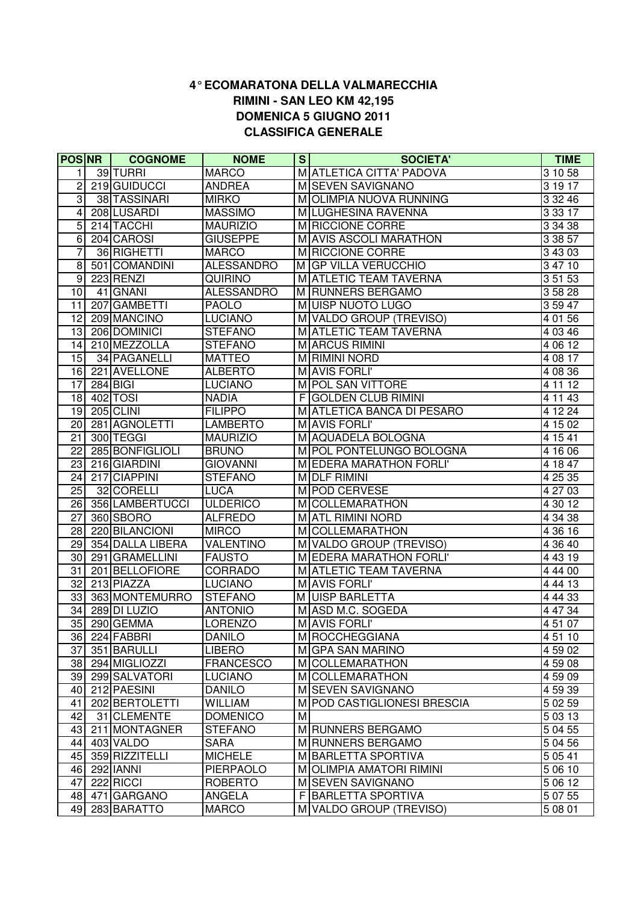# 4° ECOMARATONA DELLA VALMARECCHIA

## RIMINI - SAN LEO KM 42,195

## DOMENICA 5 GIUGNO 2011

## CLASSIFICA GENERALE

| POS | NR | COGNOME | NOME | S | SOCIETA' | TIME |
|---|---|---|---|---|---|---|
| 1 | 39 | TURRI | MARCO | M | ATLETICA CITTA' PADOVA | 3 10 58 |
| 2 | 219 | GUIDUCCI | ANDREA | M | SEVEN SAVIGNANO | 3 19 17 |
| 3 | 38 | TASSINARI | MIRKO | M | OLIMPIA NUOVA RUNNING | 3 32 46 |
| 4 | 208 | LUSARDI | MASSIMO | M | LUGHESINA RAVENNA | 3 33 17 |
| 5 | 214 | TACCHI | MAURIZIO | M | RICCIONE CORRE | 3 34 38 |
| 6 | 204 | CAROSI | GIUSEPPE | M | AVIS ASCOLI MARATHON | 3 38 57 |
| 7 | 36 | RIGHETTI | MARCO | M | RICCIONE CORRE | 3 43 03 |
| 8 | 501 | COMANDINI | ALESSANDRO | M | GP VILLA VERUCCHIO | 3 47 10 |
| 9 | 223 | RENZI | QUIRINO | M | ATLETIC TEAM TAVERNA | 3 51 53 |
| 10 | 41 | GNANI | ALESSANDRO | M | RUNNERS BERGAMO | 3 58 28 |
| 11 | 207 | GAMBETTI | PAOLO | M | UISP NUOTO LUGO | 3 59 47 |
| 12 | 209 | MANCINO | LUCIANO | M | VALDO GROUP (TREVISO) | 4 01 56 |
| 13 | 206 | DOMINICI | STEFANO | M | ATLETIC TEAM TAVERNA | 4 03 46 |
| 14 | 210 | MEZZOLLA | STEFANO | M | ARCUS RIMINI | 4 06 12 |
| 15 | 34 | PAGANELLI | MATTEO | M | RIMINI NORD | 4 08 17 |
| 16 | 221 | AVELLONE | ALBERTO | M | AVIS FORLI' | 4 08 36 |
| 17 | 284 | BIGI | LUCIANO | M | POL SAN VITTORE | 4 11 12 |
| 18 | 402 | TOSI | NADIA | F | GOLDEN CLUB RIMINI | 4 11 43 |
| 19 | 205 | CLINI | FILIPPO | M | ATLETICA BANCA DI PESARO | 4 12 24 |
| 20 | 281 | AGNOLETTI | LAMBERTO | M | AVIS FORLI' | 4 15 02 |
| 21 | 300 | TEGGI | MAURIZIO | M | AQUADELA BOLOGNA | 4 15 41 |
| 22 | 285 | BONFIGLIOLI | BRUNO | M | POL PONTELUNGO BOLOGNA | 4 16 06 |
| 23 | 216 | GIARDINI | GIOVANNI | M | EDERA MARATHON FORLI' | 4 18 47 |
| 24 | 217 | CIAPPINI | STEFANO | M | DLF RIMINI | 4 25 35 |
| 25 | 32 | CORELLI | LUCA | M | POD CERVESE | 4 27 03 |
| 26 | 356 | LAMBERTUCCI | ULDERICO | M | COLLEMARATHON | 4 30 12 |
| 27 | 360 | SBORO | ALFREDO | M | ATL RIMINI NORD | 4 34 38 |
| 28 | 220 | BILANCIONI | MIRCO | M | COLLEMARATHON | 4 36 16 |
| 29 | 354 | DALLA LIBERA | VALENTINO | M | VALDO GROUP (TREVISO) | 4 36 40 |
| 30 | 291 | GRAMELLINI | FAUSTO | M | EDERA MARATHON FORLI' | 4 43 19 |
| 31 | 201 | BELLOFIORE | CORRADO | M | ATLETIC TEAM TAVERNA | 4 44 00 |
| 32 | 213 | PIAZZA | LUCIANO | M | AVIS FORLI' | 4 44 13 |
| 33 | 363 | MONTEMURRO | STEFANO | M | UISP BARLETTA | 4 44 33 |
| 34 | 289 | DI LUZIO | ANTONIO | M | ASD M.C. SOGEDA | 4 47 34 |
| 35 | 290 | GEMMA | LORENZO | M | AVIS FORLI' | 4 51 07 |
| 36 | 224 | FABBRI | DANILO | M | ROCCHEGGIANA | 4 51 10 |
| 37 | 351 | BARULLI | LIBERO | M | GPA SAN MARINO | 4 59 02 |
| 38 | 294 | MIGLIOZZI | FRANCESCO | M | COLLEMARATHON | 4 59 08 |
| 39 | 299 | SALVATORI | LUCIANO | M | COLLEMARATHON | 4 59 09 |
| 40 | 212 | PAESINI | DANILO | M | SEVEN SAVIGNANO | 4 59 39 |
| 41 | 202 | BERTOLETTI | WILLIAM | M | POD CASTIGLIONESI BRESCIA | 5 02 59 |
| 42 | 31 | CLEMENTE | DOMENICO | M | | 5 03 13 |
| 43 | 211 | MONTAGNER | STEFANO | M | RUNNERS BERGAMO | 5 04 55 |
| 44 | 403 | VALDO | SARA | M | RUNNERS BERGAMO | 5 04 56 |
| 45 | 359 | RIZZITELLI | MICHELE | M | BARLETTA SPORTIVA | 5 05 41 |
| 46 | 292 | IANNI | PIERPAOLO | M | OLIMPIA AMATORI RIMINI | 5 06 10 |
| 47 | 222 | RICCI | ROBERTO | M | SEVEN SAVIGNANO | 5 06 12 |
| 48 | 471 | GARGANO | ANGELA | F | BARLETTA SPORTIVA | 5 07 55 |
| 49 | 283 | BARATTO | MARCO | M | VALDO GROUP (TREVISO) | 5 08 01 |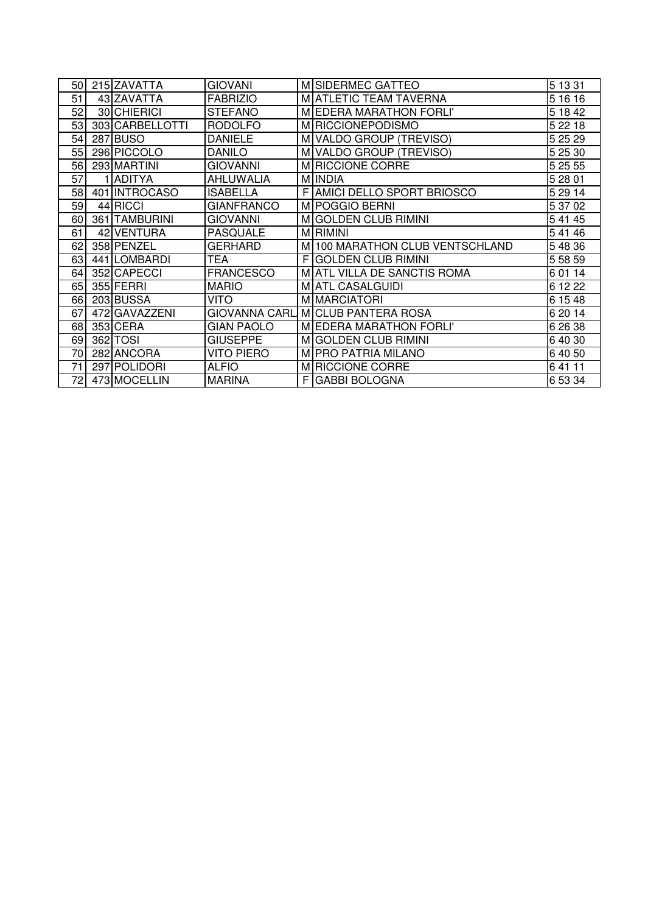| | | | | | | |
|---|---|---|---|---|---|---|
| 50 | 215 | ZAVATTA | GIOVANI | M | SIDERMEC GATTEO | 5 13 31 |
| 51 | 43 | ZAVATTA | FABRIZIO | M | ATLETIC TEAM TAVERNA | 5 16 16 |
| 52 | 30 | CHIERICI | STEFANO | M | EDERA MARATHON FORLI' | 5 18 42 |
| 53 | 303 | CARBELLOTTI | RODOLFO | M | RICCIONEPODISMO | 5 22 18 |
| 54 | 287 | BUSO | DANIELE | M | VALDO GROUP (TREVISO) | 5 25 29 |
| 55 | 296 | PICCOLO | DANILO | M | VALDO GROUP (TREVISO) | 5 25 30 |
| 56 | 293 | MARTINI | GIOVANNI | M | RICCIONE CORRE | 5 25 55 |
| 57 | 1 | ADITYA | AHLUWALIA | M | INDIA | 5 28 01 |
| 58 | 401 | INTROCASO | ISABELLA | F | AMICI DELLO SPORT BRIOSCO | 5 29 14 |
| 59 | 44 | RICCI | GIANFRANCO | M | POGGIO BERNI | 5 37 02 |
| 60 | 361 | TAMBURINI | GIOVANNI | M | GOLDEN CLUB RIMINI | 5 41 45 |
| 61 | 42 | VENTURA | PASQUALE | M | RIMINI | 5 41 46 |
| 62 | 358 | PENZEL | GERHARD | M | 100 MARATHON CLUB VENTSCHLAND | 5 48 36 |
| 63 | 441 | LOMBARDI | TEA | F | GOLDEN CLUB RIMINI | 5 58 59 |
| 64 | 352 | CAPECCI | FRANCESCO | M | ATL VILLA DE SANCTIS ROMA | 6 01 14 |
| 65 | 355 | FERRI | MARIO | M | ATL CASALGUIDI | 6 12 22 |
| 66 | 203 | BUSSA | VITO | M | MARCIATORI | 6 15 48 |
| 67 | 472 | GAVAZZENI | GIOVANNA CARL | M | CLUB PANTERA ROSA | 6 20 14 |
| 68 | 353 | CERA | GIAN PAOLO | M | EDERA MARATHON FORLI' | 6 26 38 |
| 69 | 362 | TOSI | GIUSEPPE | M | GOLDEN CLUB RIMINI | 6 40 30 |
| 70 | 282 | ANCORA | VITO PIERO | M | PRO PATRIA MILANO | 6 40 50 |
| 71 | 297 | POLIDORI | ALFIO | M | RICCIONE CORRE | 6 41 11 |
| 72 | 473 | MOCELLIN | MARINA | F | GABBI BOLOGNA | 6 53 34 |